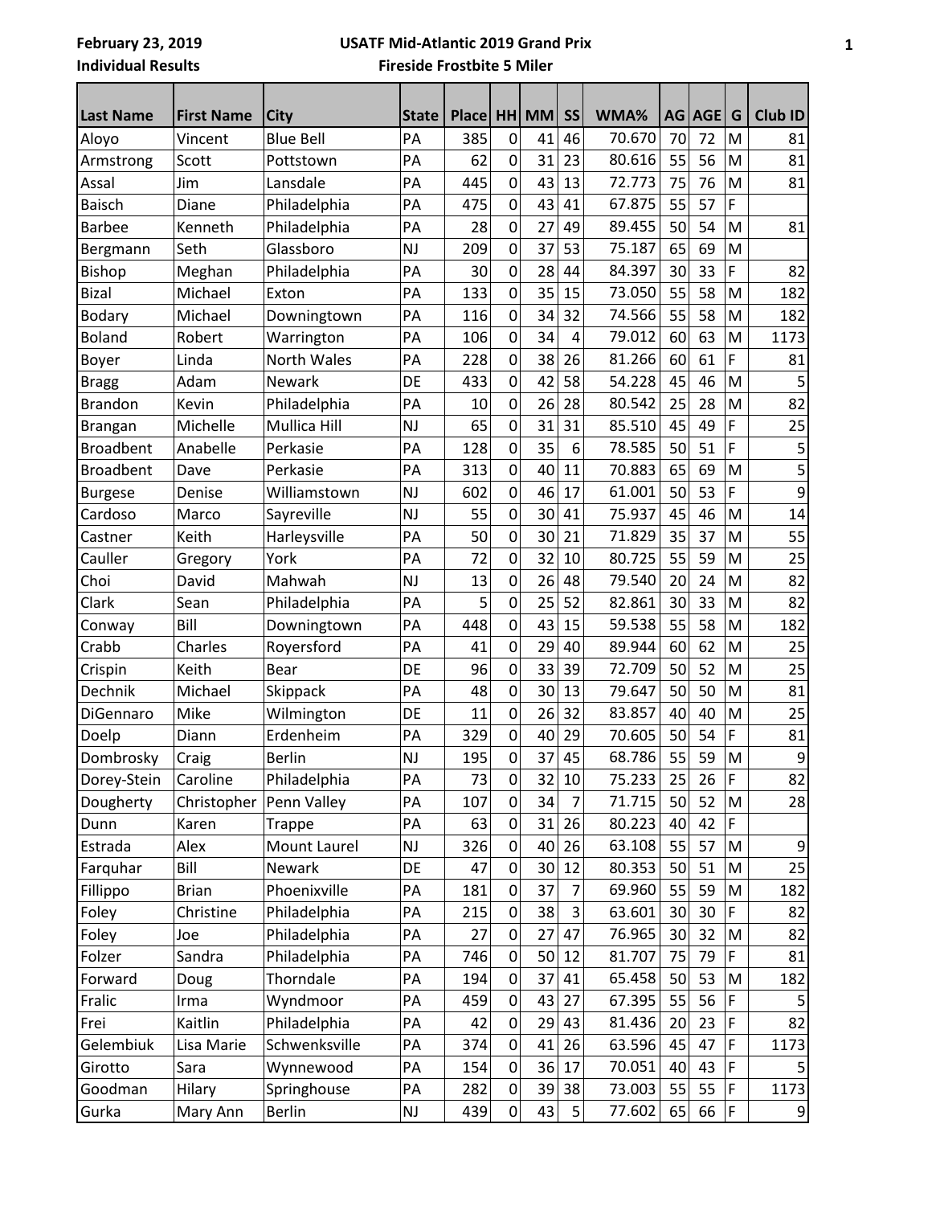**February 23, 2019**
**Individual Results**

**USATF Mid-Atlantic 2019 Grand Prix**
**Fireside Frostbite 5 Miler**

| Last Name | First Name | City | State | Place | HH | MM | SS | WMA% | AG | AGE | G | Club ID |
|---|---|---|---|---|---|---|---|---|---|---|---|---|
| Aloyo | Vincent | Blue Bell | PA | 385 | 0 | 41 | 46 | 70.670 | 70 | 72 | M | 81 |
| Armstrong | Scott | Pottstown | PA | 62 | 0 | 31 | 23 | 80.616 | 55 | 56 | M | 81 |
| Assal | Jim | Lansdale | PA | 445 | 0 | 43 | 13 | 72.773 | 75 | 76 | M | 81 |
| Baisch | Diane | Philadelphia | PA | 475 | 0 | 43 | 41 | 67.875 | 55 | 57 | F | |
| Barbee | Kenneth | Philadelphia | PA | 28 | 0 | 27 | 49 | 89.455 | 50 | 54 | M | 81 |
| Bergmann | Seth | Glassboro | NJ | 209 | 0 | 37 | 53 | 75.187 | 65 | 69 | M | |
| Bishop | Meghan | Philadelphia | PA | 30 | 0 | 28 | 44 | 84.397 | 30 | 33 | F | 82 |
| Bizal | Michael | Exton | PA | 133 | 0 | 35 | 15 | 73.050 | 55 | 58 | M | 182 |
| Bodary | Michael | Downingtown | PA | 116 | 0 | 34 | 32 | 74.566 | 55 | 58 | M | 182 |
| Boland | Robert | Warrington | PA | 106 | 0 | 34 | 4 | 79.012 | 60 | 63 | M | 1173 |
| Boyer | Linda | North Wales | PA | 228 | 0 | 38 | 26 | 81.266 | 60 | 61 | F | 81 |
| Bragg | Adam | Newark | DE | 433 | 0 | 42 | 58 | 54.228 | 45 | 46 | M | 5 |
| Brandon | Kevin | Philadelphia | PA | 10 | 0 | 26 | 28 | 80.542 | 25 | 28 | M | 82 |
| Brangan | Michelle | Mullica Hill | NJ | 65 | 0 | 31 | 31 | 85.510 | 45 | 49 | F | 25 |
| Broadbent | Anabelle | Perkasie | PA | 128 | 0 | 35 | 6 | 78.585 | 50 | 51 | F | 5 |
| Broadbent | Dave | Perkasie | PA | 313 | 0 | 40 | 11 | 70.883 | 65 | 69 | M | 5 |
| Burgese | Denise | Williamstown | NJ | 602 | 0 | 46 | 17 | 61.001 | 50 | 53 | F | 9 |
| Cardoso | Marco | Sayreville | NJ | 55 | 0 | 30 | 41 | 75.937 | 45 | 46 | M | 14 |
| Castner | Keith | Harleysville | PA | 50 | 0 | 30 | 21 | 71.829 | 35 | 37 | M | 55 |
| Cauller | Gregory | York | PA | 72 | 0 | 32 | 10 | 80.725 | 55 | 59 | M | 25 |
| Choi | David | Mahwah | NJ | 13 | 0 | 26 | 48 | 79.540 | 20 | 24 | M | 82 |
| Clark | Sean | Philadelphia | PA | 5 | 0 | 25 | 52 | 82.861 | 30 | 33 | M | 82 |
| Conway | Bill | Downingtown | PA | 448 | 0 | 43 | 15 | 59.538 | 55 | 58 | M | 182 |
| Crabb | Charles | Royersford | PA | 41 | 0 | 29 | 40 | 89.944 | 60 | 62 | M | 25 |
| Crispin | Keith | Bear | DE | 96 | 0 | 33 | 39 | 72.709 | 50 | 52 | M | 25 |
| Dechnik | Michael | Skippack | PA | 48 | 0 | 30 | 13 | 79.647 | 50 | 50 | M | 81 |
| DiGennaro | Mike | Wilmington | DE | 11 | 0 | 26 | 32 | 83.857 | 40 | 40 | M | 25 |
| Doelp | Diann | Erdenheim | PA | 329 | 0 | 40 | 29 | 70.605 | 50 | 54 | F | 81 |
| Dombrosky | Craig | Berlin | NJ | 195 | 0 | 37 | 45 | 68.786 | 55 | 59 | M | 9 |
| Dorey-Stein | Caroline | Philadelphia | PA | 73 | 0 | 32 | 10 | 75.233 | 25 | 26 | F | 82 |
| Dougherty | Christopher | Penn Valley | PA | 107 | 0 | 34 | 7 | 71.715 | 50 | 52 | M | 28 |
| Dunn | Karen | Trappe | PA | 63 | 0 | 31 | 26 | 80.223 | 40 | 42 | F | |
| Estrada | Alex | Mount Laurel | NJ | 326 | 0 | 40 | 26 | 63.108 | 55 | 57 | M | 9 |
| Farquhar | Bill | Newark | DE | 47 | 0 | 30 | 12 | 80.353 | 50 | 51 | M | 25 |
| Fillippo | Brian | Phoenixville | PA | 181 | 0 | 37 | 7 | 69.960 | 55 | 59 | M | 182 |
| Foley | Christine | Philadelphia | PA | 215 | 0 | 38 | 3 | 63.601 | 30 | 30 | F | 82 |
| Foley | Joe | Philadelphia | PA | 27 | 0 | 27 | 47 | 76.965 | 30 | 32 | M | 82 |
| Folzer | Sandra | Philadelphia | PA | 746 | 0 | 50 | 12 | 81.707 | 75 | 79 | F | 81 |
| Forward | Doug | Thorndale | PA | 194 | 0 | 37 | 41 | 65.458 | 50 | 53 | M | 182 |
| Fralic | Irma | Wyndmoor | PA | 459 | 0 | 43 | 27 | 67.395 | 55 | 56 | F | 5 |
| Frei | Kaitlin | Philadelphia | PA | 42 | 0 | 29 | 43 | 81.436 | 20 | 23 | F | 82 |
| Gelembiuk | Lisa Marie | Schwenksville | PA | 374 | 0 | 41 | 26 | 63.596 | 45 | 47 | F | 1173 |
| Girotto | Sara | Wynnewood | PA | 154 | 0 | 36 | 17 | 70.051 | 40 | 43 | F | 5 |
| Goodman | Hilary | Springhouse | PA | 282 | 0 | 39 | 38 | 73.003 | 55 | 55 | F | 1173 |
| Gurka | Mary Ann | Berlin | NJ | 439 | 0 | 43 | 5 | 77.602 | 65 | 66 | F | 9 |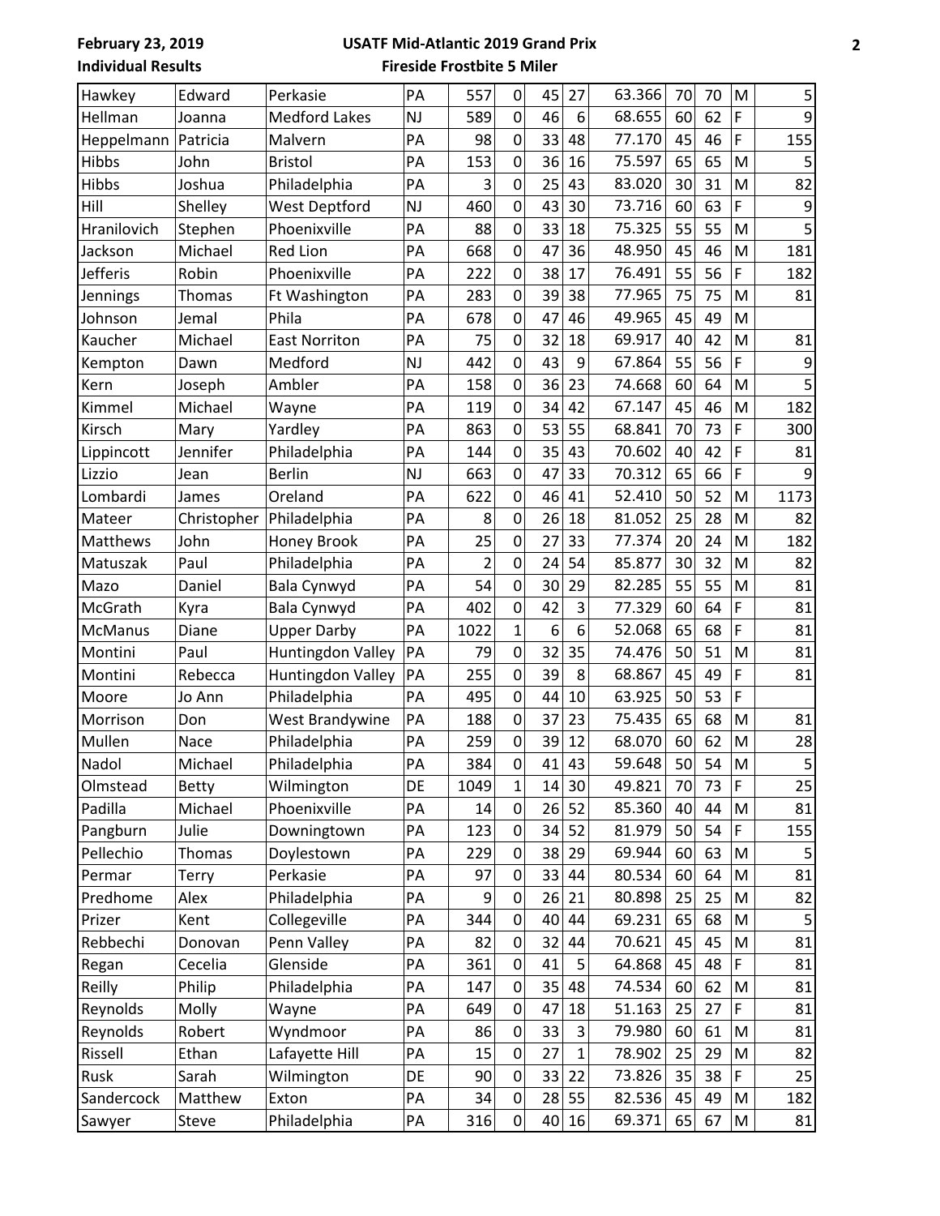**February 23, 2019** **USATF Mid-Atlantic 2019 Grand Prix**

**Individual Results** **Fireside Frostbite 5 Miler**

| | | | | | | | | | | | | |
|---|---|---|---|---|---|---|---|---|---|---|---|---|
| Hawkey | Edward | Perkasie | PA | 557 | 0 | 45 | 27 | 63.366 | 70 | 70 | M | 5 |
| Hellman | Joanna | Medford Lakes | NJ | 589 | 0 | 46 | 6 | 68.655 | 60 | 62 | F | 9 |
| Heppelmann | Patricia | Malvern | PA | 98 | 0 | 33 | 48 | 77.170 | 45 | 46 | F | 155 |
| Hibbs | John | Bristol | PA | 153 | 0 | 36 | 16 | 75.597 | 65 | 65 | M | 5 |
| Hibbs | Joshua | Philadelphia | PA | 3 | 0 | 25 | 43 | 83.020 | 30 | 31 | M | 82 |
| Hill | Shelley | West Deptford | NJ | 460 | 0 | 43 | 30 | 73.716 | 60 | 63 | F | 9 |
| Hranilovich | Stephen | Phoenixville | PA | 88 | 0 | 33 | 18 | 75.325 | 55 | 55 | M | 5 |
| Jackson | Michael | Red Lion | PA | 668 | 0 | 47 | 36 | 48.950 | 45 | 46 | M | 181 |
| Jefferis | Robin | Phoenixville | PA | 222 | 0 | 38 | 17 | 76.491 | 55 | 56 | F | 182 |
| Jennings | Thomas | Ft Washington | PA | 283 | 0 | 39 | 38 | 77.965 | 75 | 75 | M | 81 |
| Johnson | Jemal | Phila | PA | 678 | 0 | 47 | 46 | 49.965 | 45 | 49 | M | |
| Kaucher | Michael | East Norriton | PA | 75 | 0 | 32 | 18 | 69.917 | 40 | 42 | M | 81 |
| Kempton | Dawn | Medford | NJ | 442 | 0 | 43 | 9 | 67.864 | 55 | 56 | F | 9 |
| Kern | Joseph | Ambler | PA | 158 | 0 | 36 | 23 | 74.668 | 60 | 64 | M | 5 |
| Kimmel | Michael | Wayne | PA | 119 | 0 | 34 | 42 | 67.147 | 45 | 46 | M | 182 |
| Kirsch | Mary | Yardley | PA | 863 | 0 | 53 | 55 | 68.841 | 70 | 73 | F | 300 |
| Lippincott | Jennifer | Philadelphia | PA | 144 | 0 | 35 | 43 | 70.602 | 40 | 42 | F | 81 |
| Lizzio | Jean | Berlin | NJ | 663 | 0 | 47 | 33 | 70.312 | 65 | 66 | F | 9 |
| Lombardi | James | Oreland | PA | 622 | 0 | 46 | 41 | 52.410 | 50 | 52 | M | 1173 |
| Mateer | Christopher | Philadelphia | PA | 8 | 0 | 26 | 18 | 81.052 | 25 | 28 | M | 82 |
| Matthews | John | Honey Brook | PA | 25 | 0 | 27 | 33 | 77.374 | 20 | 24 | M | 182 |
| Matuszak | Paul | Philadelphia | PA | 2 | 0 | 24 | 54 | 85.877 | 30 | 32 | M | 82 |
| Mazo | Daniel | Bala Cynwyd | PA | 54 | 0 | 30 | 29 | 82.285 | 55 | 55 | M | 81 |
| McGrath | Kyra | Bala Cynwyd | PA | 402 | 0 | 42 | 3 | 77.329 | 60 | 64 | F | 81 |
| McManus | Diane | Upper Darby | PA | 1022 | 1 | 6 | 6 | 52.068 | 65 | 68 | F | 81 |
| Montini | Paul | Huntingdon Valley | PA | 79 | 0 | 32 | 35 | 74.476 | 50 | 51 | M | 81 |
| Montini | Rebecca | Huntingdon Valley | PA | 255 | 0 | 39 | 8 | 68.867 | 45 | 49 | F | 81 |
| Moore | Jo Ann | Philadelphia | PA | 495 | 0 | 44 | 10 | 63.925 | 50 | 53 | F | |
| Morrison | Don | West Brandywine | PA | 188 | 0 | 37 | 23 | 75.435 | 65 | 68 | M | 81 |
| Mullen | Nace | Philadelphia | PA | 259 | 0 | 39 | 12 | 68.070 | 60 | 62 | M | 28 |
| Nadol | Michael | Philadelphia | PA | 384 | 0 | 41 | 43 | 59.648 | 50 | 54 | M | 5 |
| Olmstead | Betty | Wilmington | DE | 1049 | 1 | 14 | 30 | 49.821 | 70 | 73 | F | 25 |
| Padilla | Michael | Phoenixville | PA | 14 | 0 | 26 | 52 | 85.360 | 40 | 44 | M | 81 |
| Pangburn | Julie | Downingtown | PA | 123 | 0 | 34 | 52 | 81.979 | 50 | 54 | F | 155 |
| Pellechio | Thomas | Doylestown | PA | 229 | 0 | 38 | 29 | 69.944 | 60 | 63 | M | 5 |
| Permar | Terry | Perkasie | PA | 97 | 0 | 33 | 44 | 80.534 | 60 | 64 | M | 81 |
| Predhome | Alex | Philadelphia | PA | 9 | 0 | 26 | 21 | 80.898 | 25 | 25 | M | 82 |
| Prizer | Kent | Collegeville | PA | 344 | 0 | 40 | 44 | 69.231 | 65 | 68 | M | 5 |
| Rebbechi | Donovan | Penn Valley | PA | 82 | 0 | 32 | 44 | 70.621 | 45 | 45 | M | 81 |
| Regan | Cecelia | Glenside | PA | 361 | 0 | 41 | 5 | 64.868 | 45 | 48 | F | 81 |
| Reilly | Philip | Philadelphia | PA | 147 | 0 | 35 | 48 | 74.534 | 60 | 62 | M | 81 |
| Reynolds | Molly | Wayne | PA | 649 | 0 | 47 | 18 | 51.163 | 25 | 27 | F | 81 |
| Reynolds | Robert | Wyndmoor | PA | 86 | 0 | 33 | 3 | 79.980 | 60 | 61 | M | 81 |
| Rissell | Ethan | Lafayette Hill | PA | 15 | 0 | 27 | 1 | 78.902 | 25 | 29 | M | 82 |
| Rusk | Sarah | Wilmington | DE | 90 | 0 | 33 | 22 | 73.826 | 35 | 38 | F | 25 |
| Sandercock | Matthew | Exton | PA | 34 | 0 | 28 | 55 | 82.536 | 45 | 49 | M | 182 |
| Sawyer | Steve | Philadelphia | PA | 316 | 0 | 40 | 16 | 69.371 | 65 | 67 | M | 81 |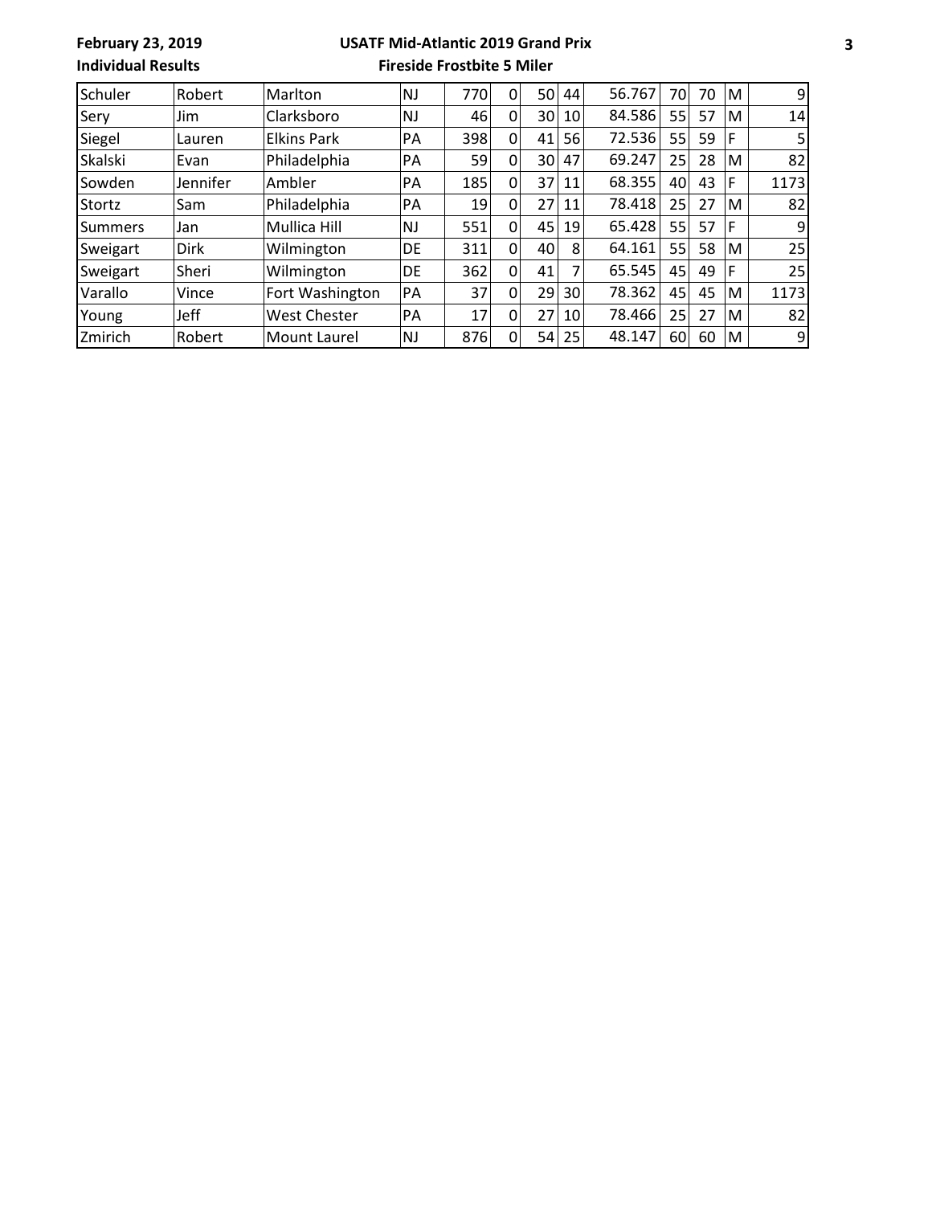**February 23, 2019** **USATF Mid-Atlantic 2019 Grand Prix**

**Individual Results** **Fireside Frostbite 5 Miler**

| | | | | | | | | | | | | | |
|---|---|---|---|---|---|---|---|---|---|---|---|---|---|
| Schuler | Robert | Marlton | NJ | 770 | 0 | 50 | 44 | 56.767 | 70 | 70 | M | 9 |
| Sery | Jim | Clarksboro | NJ | 46 | 0 | 30 | 10 | 84.586 | 55 | 57 | M | 14 |
| Siegel | Lauren | Elkins Park | PA | 398 | 0 | 41 | 56 | 72.536 | 55 | 59 | F | 5 |
| Skalski | Evan | Philadelphia | PA | 59 | 0 | 30 | 47 | 69.247 | 25 | 28 | M | 82 |
| Sowden | Jennifer | Ambler | PA | 185 | 0 | 37 | 11 | 68.355 | 40 | 43 | F | 1173 |
| Stortz | Sam | Philadelphia | PA | 19 | 0 | 27 | 11 | 78.418 | 25 | 27 | M | 82 |
| Summers | Jan | Mullica Hill | NJ | 551 | 0 | 45 | 19 | 65.428 | 55 | 57 | F | 9 |
| Sweigart | Dirk | Wilmington | DE | 311 | 0 | 40 | 8 | 64.161 | 55 | 58 | M | 25 |
| Sweigart | Sheri | Wilmington | DE | 362 | 0 | 41 | 7 | 65.545 | 45 | 49 | F | 25 |
| Varallo | Vince | Fort Washington | PA | 37 | 0 | 29 | 30 | 78.362 | 45 | 45 | M | 1173 |
| Young | Jeff | West Chester | PA | 17 | 0 | 27 | 10 | 78.466 | 25 | 27 | M | 82 |
| Zmirich | Robert | Mount Laurel | NJ | 876 | 0 | 54 | 25 | 48.147 | 60 | 60 | M | 9 |